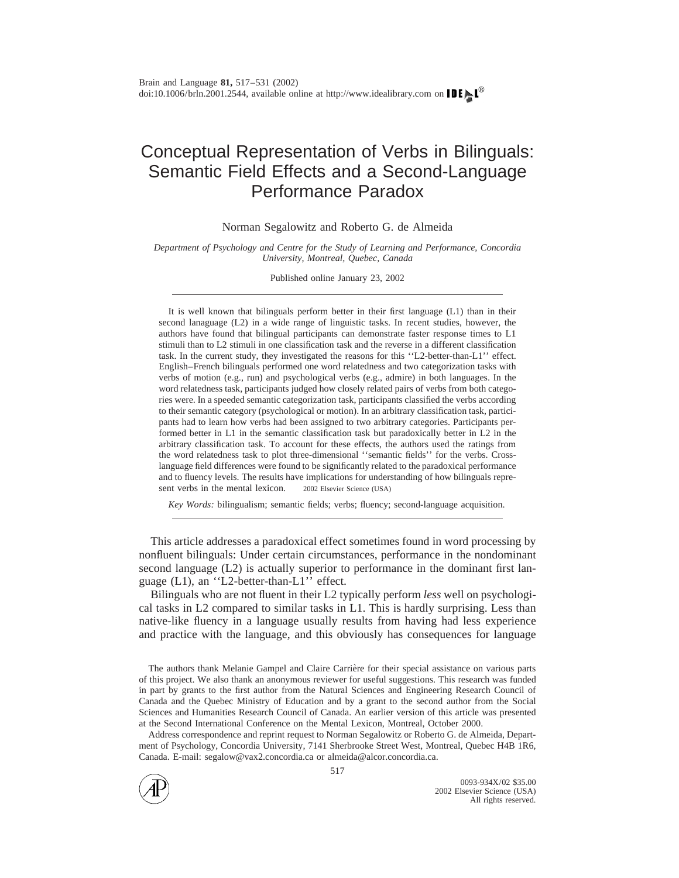# Conceptual Representation of Verbs in Bilinguals: Semantic Field Effects and a Second-Language Performance Paradox

Norman Segalowitz and Roberto G. de Almeida

*Department of Psychology and Centre for the Study of Learning and Performance, Concordia University, Montreal, Quebec, Canada*

Published online January 23, 2002

It is well known that bilinguals perform better in their first language (L1) than in their second lanaguage (L2) in a wide range of linguistic tasks. In recent studies, however, the authors have found that bilingual participants can demonstrate faster response times to L1 stimuli than to L2 stimuli in one classification task and the reverse in a different classification task. In the current study, they investigated the reasons for this ''L2-better-than-L1'' effect. English–French bilinguals performed one word relatedness and two categorization tasks with verbs of motion (e.g., run) and psychological verbs (e.g., admire) in both languages. In the word relatedness task, participants judged how closely related pairs of verbs from both categories were. In a speeded semantic categorization task, participants classified the verbs according to their semantic category (psychological or motion). In an arbitrary classification task, participants had to learn how verbs had been assigned to two arbitrary categories. Participants performed better in L1 in the semantic classification task but paradoxically better in L2 in the arbitrary classification task. To account for these effects, the authors used the ratings from the word relatedness task to plot three-dimensional ''semantic fields'' for the verbs. Cross-language field differences were found to be significantly related to the paradoxical performance and to fluency levels. The results have implications for understanding of how bilinguals represent verbs in the mental lexicon. © 2002 Elsevier Science (USA)

*Key Words:* bilingualism; semantic fields; verbs; fluency; second-language acquisition.

This article addresses a paradoxical effect sometimes found in word processing by nonfluent bilinguals: Under certain circumstances, performance in the nondominant second language (L2) is actually superior to performance in the dominant first language (L1), an ''L2-better-than-L1'' effect.

Bilinguals who are not fluent in their L2 typically perform *less* well on psychological tasks in L2 compared to similar tasks in L1. This is hardly surprising. Less than native-like fluency in a language usually results from having had less experience and practice with the language, and this obviously has consequences for language

The authors thank Melanie Gampel and Claire Carrière for their special assistance on various parts of this project. We also thank an anonymous reviewer for useful suggestions. This research was funded in part by grants to the first author from the Natural Sciences and Engineering Research Council of Canada and the Quebec Ministry of Education and by a grant to the second author from the Social Sciences and Humanities Research Council of Canada. An earlier version of this article was presented at the Second International Conference on the Mental Lexicon, Montreal, October 2000.

Address correspondence and reprint request to Norman Segalowitz or Roberto G. de Almeida, Department of Psychology, Concordia University, 7141 Sherbrooke Street West, Montreal, Quebec H4B 1R6, Canada. E-mail: segalow@vax2.concordia.ca or almeida@alcor.concordia.ca.

0093-934X/02 $35.00
© 2002 Elsevier Science (USA)
All rights reserved.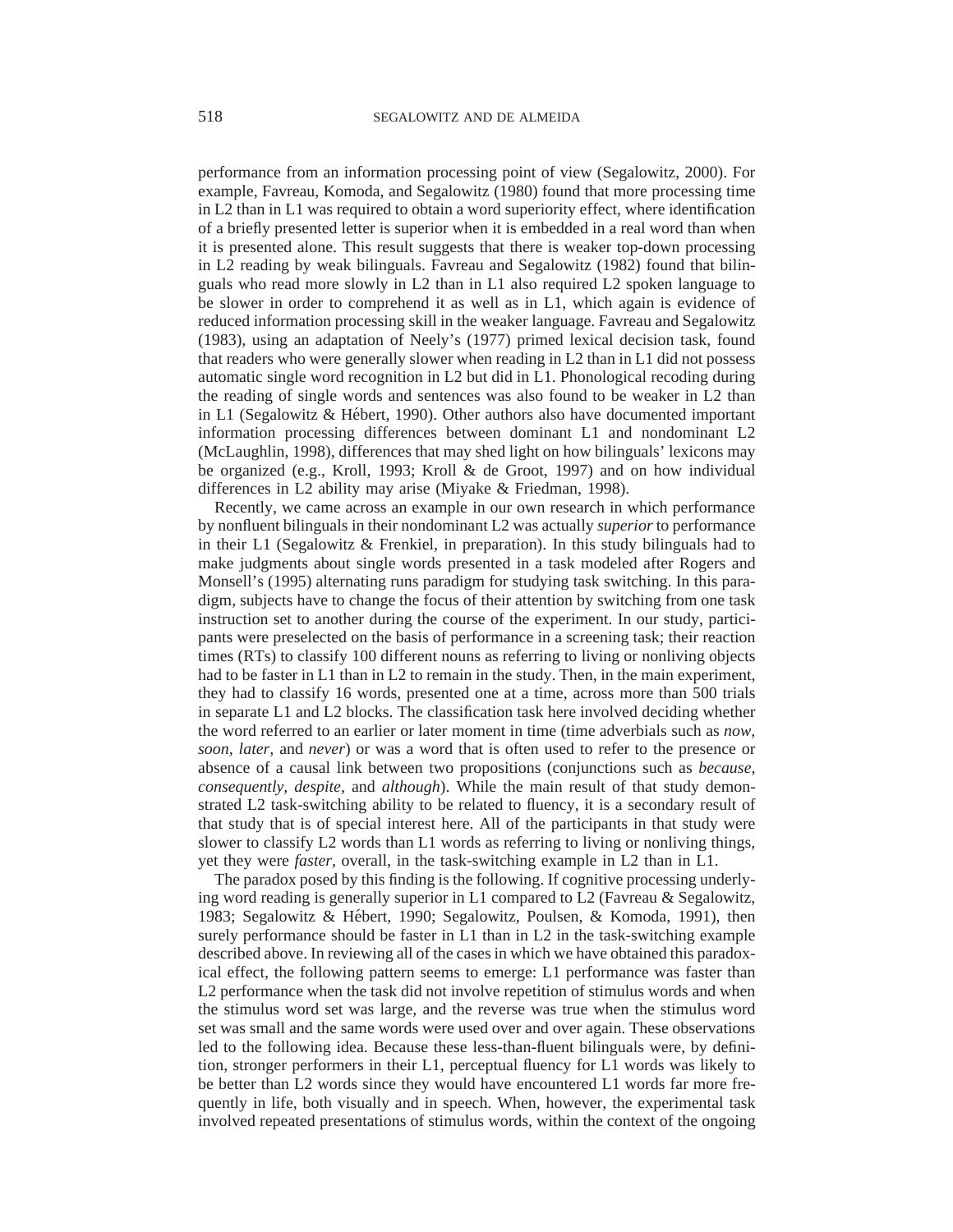performance from an information processing point of view (Segalowitz, 2000). For example, Favreau, Komoda, and Segalowitz (1980) found that more processing time in L2 than in L1 was required to obtain a word superiority effect, where identification of a briefly presented letter is superior when it is embedded in a real word than when it is presented alone. This result suggests that there is weaker top-down processing in L2 reading by weak bilinguals. Favreau and Segalowitz (1982) found that bilinguals who read more slowly in L2 than in L1 also required L2 spoken language to be slower in order to comprehend it as well as in L1, which again is evidence of reduced information processing skill in the weaker language. Favreau and Segalowitz (1983), using an adaptation of Neely's (1977) primed lexical decision task, found that readers who were generally slower when reading in L2 than in L1 did not possess automatic single word recognition in L2 but did in L1. Phonological recoding during the reading of single words and sentences was also found to be weaker in L2 than in L1 (Segalowitz & Hébert, 1990). Other authors also have documented important information processing differences between dominant L1 and nondominant L2 (McLaughlin, 1998), differences that may shed light on how bilinguals' lexicons may be organized (e.g., Kroll, 1993; Kroll & de Groot, 1997) and on how individual differences in L2 ability may arise (Miyake & Friedman, 1998).

Recently, we came across an example in our own research in which performance by nonfluent bilinguals in their nondominant L2 was actually *superior* to performance in their L1 (Segalowitz & Frenkiel, in preparation). In this study bilinguals had to make judgments about single words presented in a task modeled after Rogers and Monsell's (1995) alternating runs paradigm for studying task switching. In this paradigm, subjects have to change the focus of their attention by switching from one task instruction set to another during the course of the experiment. In our study, participants were preselected on the basis of performance in a screening task; their reaction times (RTs) to classify 100 different nouns as referring to living or nonliving objects had to be faster in L1 than in L2 to remain in the study. Then, in the main experiment, they had to classify 16 words, presented one at a time, across more than 500 trials in separate L1 and L2 blocks. The classification task here involved deciding whether the word referred to an earlier or later moment in time (time adverbials such as *now, soon, later,* and *never*) or was a word that is often used to refer to the presence or absence of a causal link between two propositions (conjunctions such as *because, consequently, despite,* and *although*). While the main result of that study demonstrated L2 task-switching ability to be related to fluency, it is a secondary result of that study that is of special interest here. All of the participants in that study were slower to classify L2 words than L1 words as referring to living or nonliving things, yet they were *faster,* overall, in the task-switching example in L2 than in L1.

The paradox posed by this finding is the following. If cognitive processing underlying word reading is generally superior in L1 compared to L2 (Favreau & Segalowitz, 1983; Segalowitz & Hébert, 1990; Segalowitz, Poulsen, & Komoda, 1991), then surely performance should be faster in L1 than in L2 in the task-switching example described above. In reviewing all of the cases in which we have obtained this paradoxical effect, the following pattern seems to emerge: L1 performance was faster than L2 performance when the task did not involve repetition of stimulus words and when the stimulus word set was large, and the reverse was true when the stimulus word set was small and the same words were used over and over again. These observations led to the following idea. Because these less-than-fluent bilinguals were, by definition, stronger performers in their L1, perceptual fluency for L1 words was likely to be better than L2 words since they would have encountered L1 words far more frequently in life, both visually and in speech. When, however, the experimental task involved repeated presentations of stimulus words, within the context of the ongoing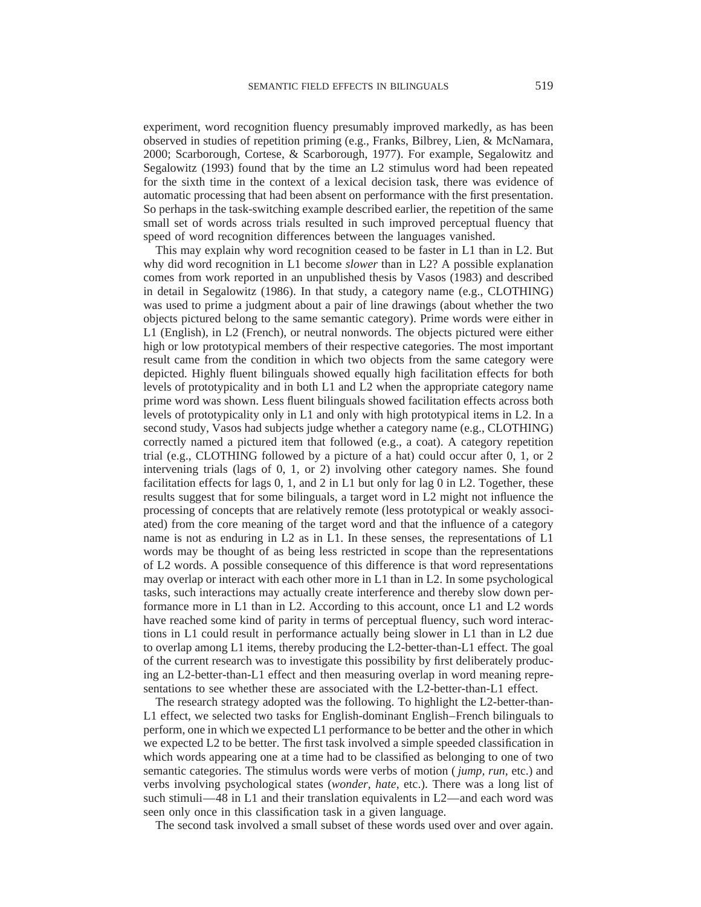experiment, word recognition fluency presumably improved markedly, as has been observed in studies of repetition priming (e.g., Franks, Bilbrey, Lien, & McNamara, 2000; Scarborough, Cortese, & Scarborough, 1977). For example, Segalowitz and Segalowitz (1993) found that by the time an L2 stimulus word had been repeated for the sixth time in the context of a lexical decision task, there was evidence of automatic processing that had been absent on performance with the first presentation. So perhaps in the task-switching example described earlier, the repetition of the same small set of words across trials resulted in such improved perceptual fluency that speed of word recognition differences between the languages vanished.

This may explain why word recognition ceased to be faster in L1 than in L2. But why did word recognition in L1 become *slower* than in L2? A possible explanation comes from work reported in an unpublished thesis by Vasos (1983) and described in detail in Segalowitz (1986). In that study, a category name (e.g., CLOTHING) was used to prime a judgment about a pair of line drawings (about whether the two objects pictured belong to the same semantic category). Prime words were either in L1 (English), in L2 (French), or neutral nonwords. The objects pictured were either high or low prototypical members of their respective categories. The most important result came from the condition in which two objects from the same category were depicted. Highly fluent bilinguals showed equally high facilitation effects for both levels of prototypicality and in both L1 and L2 when the appropriate category name prime word was shown. Less fluent bilinguals showed facilitation effects across both levels of prototypicality only in L1 and only with high prototypical items in L2. In a second study, Vasos had subjects judge whether a category name (e.g., CLOTHING) correctly named a pictured item that followed (e.g., a coat). A category repetition trial (e.g., CLOTHING followed by a picture of a hat) could occur after 0, 1, or 2 intervening trials (lags of 0, 1, or 2) involving other category names. She found facilitation effects for lags 0, 1, and 2 in L1 but only for lag 0 in L2. Together, these results suggest that for some bilinguals, a target word in L2 might not influence the processing of concepts that are relatively remote (less prototypical or weakly associated) from the core meaning of the target word and that the influence of a category name is not as enduring in L2 as in L1. In these senses, the representations of L1 words may be thought of as being less restricted in scope than the representations of L2 words. A possible consequence of this difference is that word representations may overlap or interact with each other more in L1 than in L2. In some psychological tasks, such interactions may actually create interference and thereby slow down performance more in L1 than in L2. According to this account, once L1 and L2 words have reached some kind of parity in terms of perceptual fluency, such word interactions in L1 could result in performance actually being slower in L1 than in L2 due to overlap among L1 items, thereby producing the L2-better-than-L1 effect. The goal of the current research was to investigate this possibility by first deliberately producing an L2-better-than-L1 effect and then measuring overlap in word meaning representations to see whether these are associated with the L2-better-than-L1 effect.

The research strategy adopted was the following. To highlight the L2-better-than-L1 effect, we selected two tasks for English-dominant English–French bilinguals to perform, one in which we expected L1 performance to be better and the other in which we expected L2 to be better. The first task involved a simple speeded classification in which words appearing one at a time had to be classified as belonging to one of two semantic categories. The stimulus words were verbs of motion (*jump, run*, etc.) and verbs involving psychological states (*wonder, hate*, etc.). There was a long list of such stimuli—48 in L1 and their translation equivalents in L2—and each word was seen only once in this classification task in a given language.

The second task involved a small subset of these words used over and over again.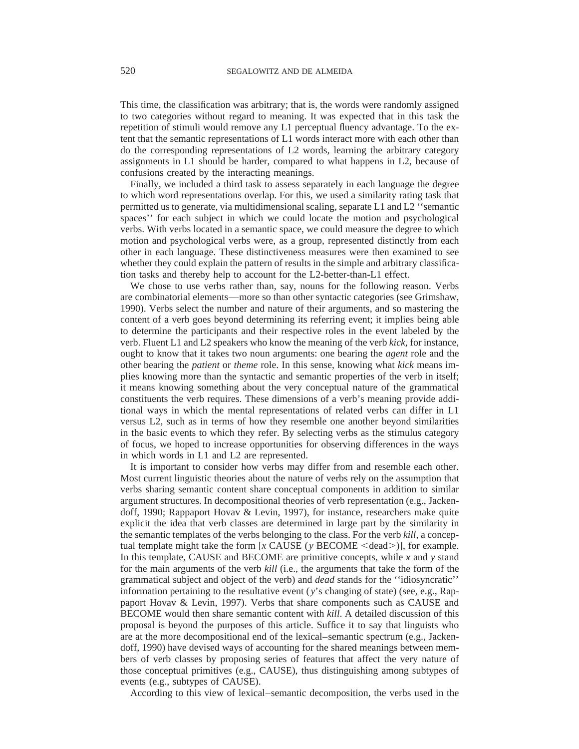This time, the classification was arbitrary; that is, the words were randomly assigned to two categories without regard to meaning. It was expected that in this task the repetition of stimuli would remove any L1 perceptual fluency advantage. To the extent that the semantic representations of L1 words interact more with each other than do the corresponding representations of L2 words, learning the arbitrary category assignments in L1 should be harder, compared to what happens in L2, because of confusions created by the interacting meanings.

Finally, we included a third task to assess separately in each language the degree to which word representations overlap. For this, we used a similarity rating task that permitted us to generate, via multidimensional scaling, separate L1 and L2 ''semantic spaces'' for each subject in which we could locate the motion and psychological verbs. With verbs located in a semantic space, we could measure the degree to which motion and psychological verbs were, as a group, represented distinctly from each other in each language. These distinctiveness measures were then examined to see whether they could explain the pattern of results in the simple and arbitrary classification tasks and thereby help to account for the L2-better-than-L1 effect.

We chose to use verbs rather than, say, nouns for the following reason. Verbs are combinatorial elements—more so than other syntactic categories (see Grimshaw, 1990). Verbs select the number and nature of their arguments, and so mastering the content of a verb goes beyond determining its referring event; it implies being able to determine the participants and their respective roles in the event labeled by the verb. Fluent L1 and L2 speakers who know the meaning of the verb *kick*, for instance, ought to know that it takes two noun arguments: one bearing the *agent* role and the other bearing the *patient* or *theme* role. In this sense, knowing what *kick* means implies knowing more than the syntactic and semantic properties of the verb in itself; it means knowing something about the very conceptual nature of the grammatical constituents the verb requires. These dimensions of a verb's meaning provide additional ways in which the mental representations of related verbs can differ in L1 versus L2, such as in terms of how they resemble one another beyond similarities in the basic events to which they refer. By selecting verbs as the stimulus category of focus, we hoped to increase opportunities for observing differences in the ways in which words in L1 and L2 are represented.

It is important to consider how verbs may differ from and resemble each other. Most current linguistic theories about the nature of verbs rely on the assumption that verbs sharing semantic content share conceptual components in addition to similar argument structures. In decompositional theories of verb representation (e.g., Jackendoff, 1990; Rappaport Hovav & Levin, 1997), for instance, researchers make quite explicit the idea that verb classes are determined in large part by the similarity in the semantic templates of the verbs belonging to the class. For the verb *kill*, a conceptual template might take the form [*x* CAUSE (*y* BECOME <dead>)], for example. In this template, CAUSE and BECOME are primitive concepts, while *x* and *y* stand for the main arguments of the verb *kill* (i.e., the arguments that take the form of the grammatical subject and object of the verb) and *dead* stands for the ''idiosyncratic'' information pertaining to the resultative event (*y*'s changing of state) (see, e.g., Rappaport Hovav & Levin, 1997). Verbs that share components such as CAUSE and BECOME would then share semantic content with *kill*. A detailed discussion of this proposal is beyond the purposes of this article. Suffice it to say that linguists who are at the more decompositional end of the lexical–semantic spectrum (e.g., Jackendoff, 1990) have devised ways of accounting for the shared meanings between members of verb classes by proposing series of features that affect the very nature of those conceptual primitives (e.g., CAUSE), thus distinguishing among subtypes of events (e.g., subtypes of CAUSE).

According to this view of lexical–semantic decomposition, the verbs used in the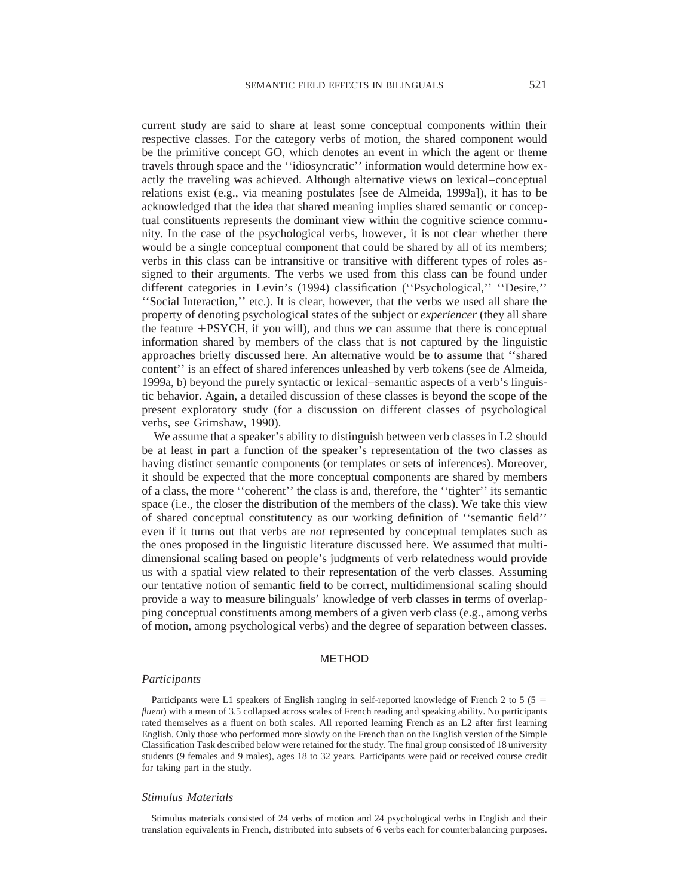current study are said to share at least some conceptual components within their respective classes. For the category verbs of motion, the shared component would be the primitive concept GO, which denotes an event in which the agent or theme travels through space and the ''idiosyncratic'' information would determine how exactly the traveling was achieved. Although alternative views on lexical–conceptual relations exist (e.g., via meaning postulates [see de Almeida, 1999a]), it has to be acknowledged that the idea that shared meaning implies shared semantic or conceptual constituents represents the dominant view within the cognitive science community. In the case of the psychological verbs, however, it is not clear whether there would be a single conceptual component that could be shared by all of its members; verbs in this class can be intransitive or transitive with different types of roles assigned to their arguments. The verbs we used from this class can be found under different categories in Levin's (1994) classification (''Psychological,'' ''Desire,'' ''Social Interaction,'' etc.). It is clear, however, that the verbs we used all share the property of denoting psychological states of the subject or *experiencer* (they all share the feature +PSYCH, if you will), and thus we can assume that there is conceptual information shared by members of the class that is not captured by the linguistic approaches briefly discussed here. An alternative would be to assume that ''shared content'' is an effect of shared inferences unleashed by verb tokens (see de Almeida, 1999a, b) beyond the purely syntactic or lexical–semantic aspects of a verb's linguistic behavior. Again, a detailed discussion of these classes is beyond the scope of the present exploratory study (for a discussion on different classes of psychological verbs, see Grimshaw, 1990).

We assume that a speaker's ability to distinguish between verb classes in L2 should be at least in part a function of the speaker's representation of the two classes as having distinct semantic components (or templates or sets of inferences). Moreover, it should be expected that the more conceptual components are shared by members of a class, the more ''coherent'' the class is and, therefore, the ''tighter'' its semantic space (i.e., the closer the distribution of the members of the class). We take this view of shared conceptual constitutency as our working definition of ''semantic field'' even if it turns out that verbs are *not* represented by conceptual templates such as the ones proposed in the linguistic literature discussed here. We assumed that multidimensional scaling based on people's judgments of verb relatedness would provide us with a spatial view related to their representation of the verb classes. Assuming our tentative notion of semantic field to be correct, multidimensional scaling should provide a way to measure bilinguals' knowledge of verb classes in terms of overlapping conceptual constituents among members of a given verb class (e.g., among verbs of motion, among psychological verbs) and the degree of separation between classes.

## METHOD

### *Participants*

Participants were L1 speakers of English ranging in self-reported knowledge of French 2 to 5 (5 = *fluent*) with a mean of 3.5 collapsed across scales of French reading and speaking ability. No participants rated themselves as a fluent on both scales. All reported learning French as an L2 after first learning English. Only those who performed more slowly on the French than on the English version of the Simple Classification Task described below were retained for the study. The final group consisted of 18 university students (9 females and 9 males), ages 18 to 32 years. Participants were paid or received course credit for taking part in the study.

### *Stimulus Materials*

Stimulus materials consisted of 24 verbs of motion and 24 psychological verbs in English and their translation equivalents in French, distributed into subsets of 6 verbs each for counterbalancing purposes.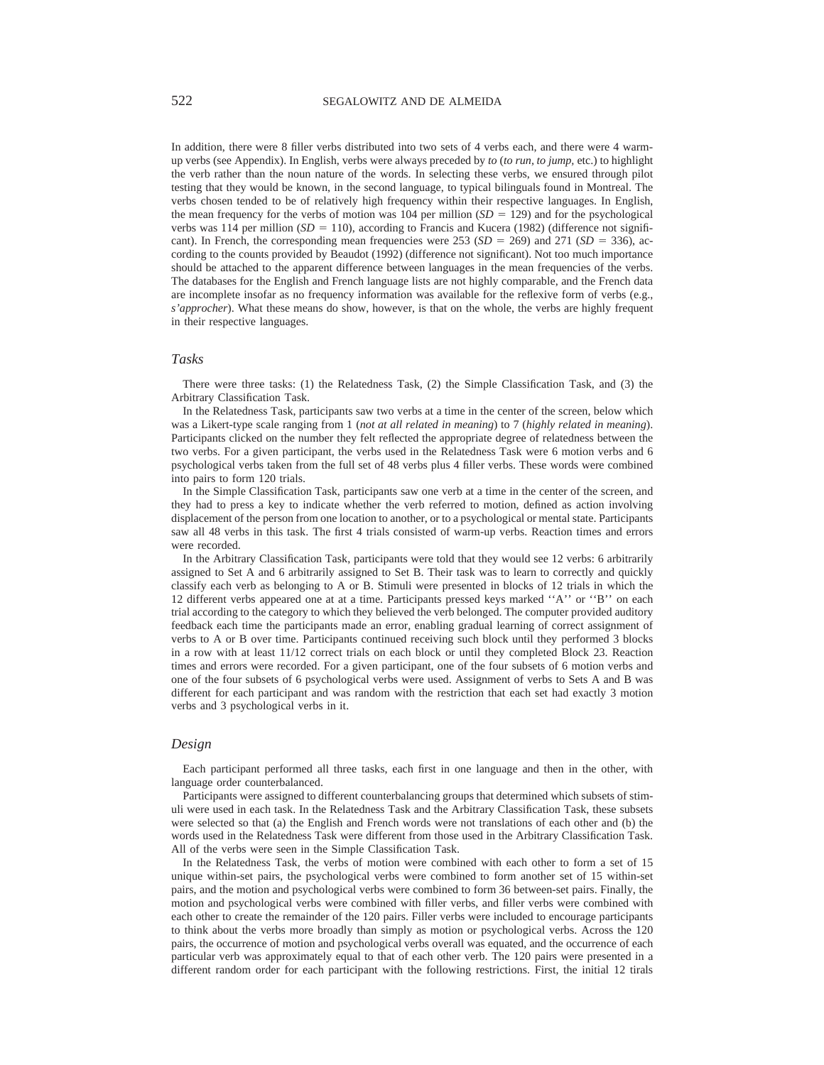In addition, there were 8 filler verbs distributed into two sets of 4 verbs each, and there were 4 warm-up verbs (see Appendix). In English, verbs were always preceded by *to* (*to run*, *to jump*, etc.) to highlight the verb rather than the noun nature of the words. In selecting these verbs, we ensured through pilot testing that they would be known, in the second language, to typical bilinguals found in Montreal. The verbs chosen tended to be of relatively high frequency within their respective languages. In English, the mean frequency for the verbs of motion was 104 per million ($SD = 129$) and for the psychological verbs was 114 per million ($SD = 110$), according to Francis and Kucera (1982) (difference not significant). In French, the corresponding mean frequencies were 253 ($SD = 269$) and 271 ($SD = 336$), according to the counts provided by Beaudot (1992) (difference not significant). Not too much importance should be attached to the apparent difference between languages in the mean frequencies of the verbs. The databases for the English and French language lists are not highly comparable, and the French data are incomplete insofar as no frequency information was available for the reflexive form of verbs (e.g., *s'approcher*). What these means do show, however, is that on the whole, the verbs are highly frequent in their respective languages.

## *Tasks*

There were three tasks: (1) the Relatedness Task, (2) the Simple Classification Task, and (3) the Arbitrary Classification Task.

In the Relatedness Task, participants saw two verbs at a time in the center of the screen, below which was a Likert-type scale ranging from 1 (*not at all related in meaning*) to 7 (*highly related in meaning*). Participants clicked on the number they felt reflected the appropriate degree of relatedness between the two verbs. For a given participant, the verbs used in the Relatedness Task were 6 motion verbs and 6 psychological verbs taken from the full set of 48 verbs plus 4 filler verbs. These words were combined into pairs to form 120 trials.

In the Simple Classification Task, participants saw one verb at a time in the center of the screen, and they had to press a key to indicate whether the verb referred to motion, defined as action involving displacement of the person from one location to another, or to a psychological or mental state. Participants saw all 48 verbs in this task. The first 4 trials consisted of warm-up verbs. Reaction times and errors were recorded.

In the Arbitrary Classification Task, participants were told that they would see 12 verbs: 6 arbitrarily assigned to Set A and 6 arbitrarily assigned to Set B. Their task was to learn to correctly and quickly classify each verb as belonging to A or B. Stimuli were presented in blocks of 12 trials in which the 12 different verbs appeared one at at a time. Participants pressed keys marked ''A'' or ''B'' on each trial according to the category to which they believed the verb belonged. The computer provided auditory feedback each time the participants made an error, enabling gradual learning of correct assignment of verbs to A or B over time. Participants continued receiving such block until they performed 3 blocks in a row with at least 11/12 correct trials on each block or until they completed Block 23. Reaction times and errors were recorded. For a given participant, one of the four subsets of 6 motion verbs and one of the four subsets of 6 psychological verbs were used. Assignment of verbs to Sets A and B was different for each participant and was random with the restriction that each set had exactly 3 motion verbs and 3 psychological verbs in it.

## *Design*

Each participant performed all three tasks, each first in one language and then in the other, with language order counterbalanced.

Participants were assigned to different counterbalancing groups that determined which subsets of stimuli were used in each task. In the Relatedness Task and the Arbitrary Classification Task, these subsets were selected so that (a) the English and French words were not translations of each other and (b) the words used in the Relatedness Task were different from those used in the Arbitrary Classification Task. All of the verbs were seen in the Simple Classification Task.

In the Relatedness Task, the verbs of motion were combined with each other to form a set of 15 unique within-set pairs, the psychological verbs were combined to form another set of 15 within-set pairs, and the motion and psychological verbs were combined to form 36 between-set pairs. Finally, the motion and psychological verbs were combined with filler verbs, and filler verbs were combined with each other to create the remainder of the 120 pairs. Filler verbs were included to encourage participants to think about the verbs more broadly than simply as motion or psychological verbs. Across the 120 pairs, the occurrence of motion and psychological verbs overall was equated, and the occurrence of each particular verb was approximately equal to that of each other verb. The 120 pairs were presented in a different random order for each participant with the following restrictions. First, the initial 12 tirals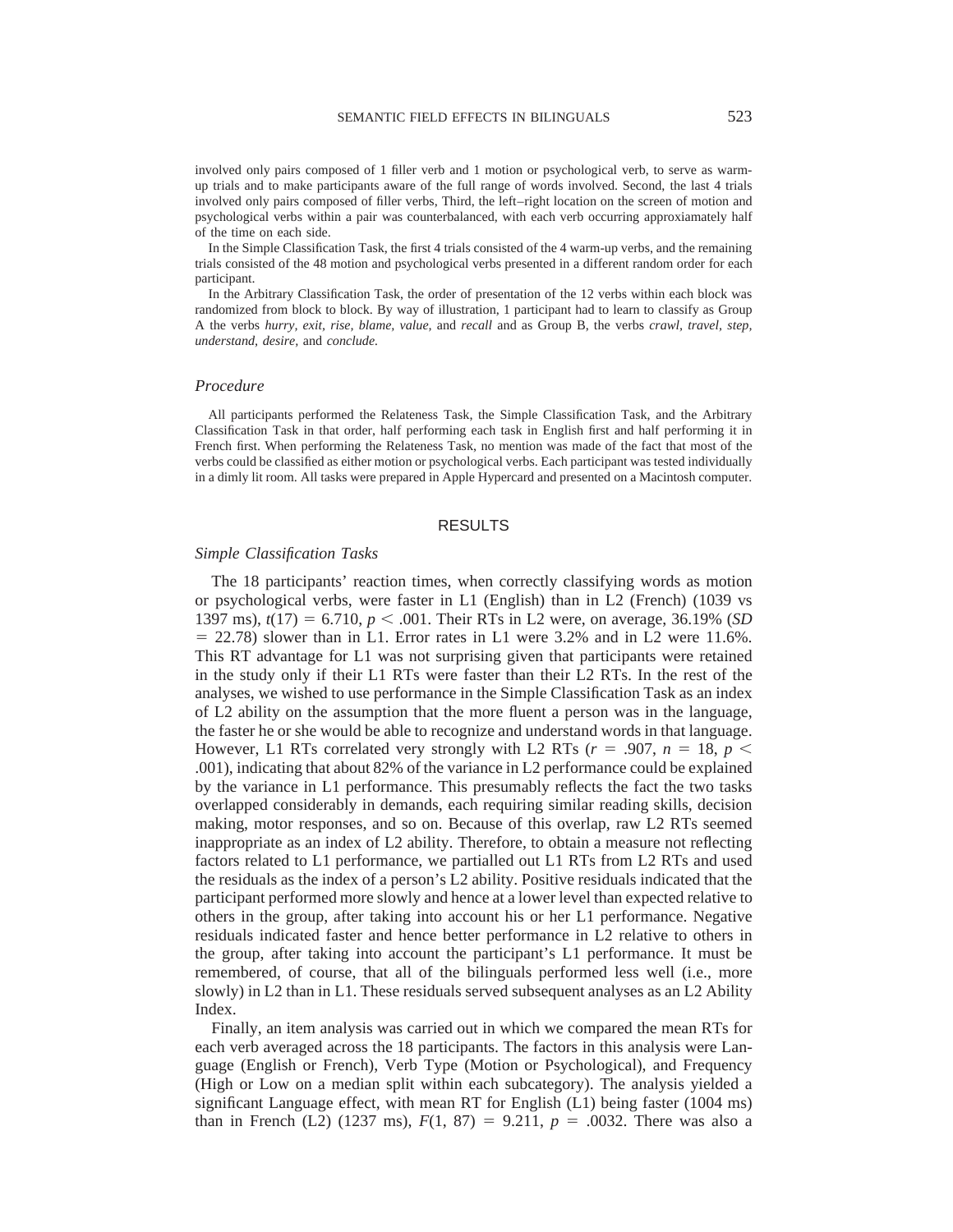involved only pairs composed of 1 filler verb and 1 motion or psychological verb, to serve as warm-up trials and to make participants aware of the full range of words involved. Second, the last 4 trials involved only pairs composed of filler verbs, Third, the left–right location on the screen of motion and psychological verbs within a pair was counterbalanced, with each verb occurring approxiamately half of the time on each side.

In the Simple Classification Task, the first 4 trials consisted of the 4 warm-up verbs, and the remaining trials consisted of the 48 motion and psychological verbs presented in a different random order for each participant.

In the Arbitrary Classification Task, the order of presentation of the 12 verbs within each block was randomized from block to block. By way of illustration, 1 participant had to learn to classify as Group A the verbs *hurry, exit, rise, blame, value,* and *recall* and as Group B, the verbs *crawl, travel, step, understand, desire,* and *conclude.*

### *Procedure*

All participants performed the Relateness Task, the Simple Classification Task, and the Arbitrary Classification Task in that order, half performing each task in English first and half performing it in French first. When performing the Relateness Task, no mention was made of the fact that most of the verbs could be classified as either motion or psychological verbs. Each participant was tested individually in a dimly lit room. All tasks were prepared in Apple Hypercard and presented on a Macintosh computer.

## RESULTS

### *Simple Classification Tasks*

The 18 participants' reaction times, when correctly classifying words as motion or psychological verbs, were faster in L1 (English) than in L2 (French) (1039 vs 1397 ms), $t(17) = 6.710$, $p < .001$. Their RTs in L2 were, on average, 36.19% ($SD = 22.78$) slower than in L1. Error rates in L1 were 3.2% and in L2 were 11.6%. This RT advantage for L1 was not surprising given that participants were retained in the study only if their L1 RTs were faster than their L2 RTs. In the rest of the analyses, we wished to use performance in the Simple Classification Task as an index of L2 ability on the assumption that the more fluent a person was in the language, the faster he or she would be able to recognize and understand words in that language. However, L1 RTs correlated very strongly with L2 RTs ($r = .907$, $n = 18$, $p < .001$), indicating that about 82% of the variance in L2 performance could be explained by the variance in L1 performance. This presumably reflects the fact the two tasks overlapped considerably in demands, each requiring similar reading skills, decision making, motor responses, and so on. Because of this overlap, raw L2 RTs seemed inappropriate as an index of L2 ability. Therefore, to obtain a measure not reflecting factors related to L1 performance, we partialled out L1 RTs from L2 RTs and used the residuals as the index of a person's L2 ability. Positive residuals indicated that the participant performed more slowly and hence at a lower level than expected relative to others in the group, after taking into account his or her L1 performance. Negative residuals indicated faster and hence better performance in L2 relative to others in the group, after taking into account the participant's L1 performance. It must be remembered, of course, that all of the bilinguals performed less well (i.e., more slowly) in L2 than in L1. These residuals served subsequent analyses as an L2 Ability Index.

Finally, an item analysis was carried out in which we compared the mean RTs for each verb averaged across the 18 participants. The factors in this analysis were Language (English or French), Verb Type (Motion or Psychological), and Frequency (High or Low on a median split within each subcategory). The analysis yielded a significant Language effect, with mean RT for English (L1) being faster (1004 ms) than in French (L2) (1237 ms), $F(1, 87) = 9.211$, $p = .0032$. There was also a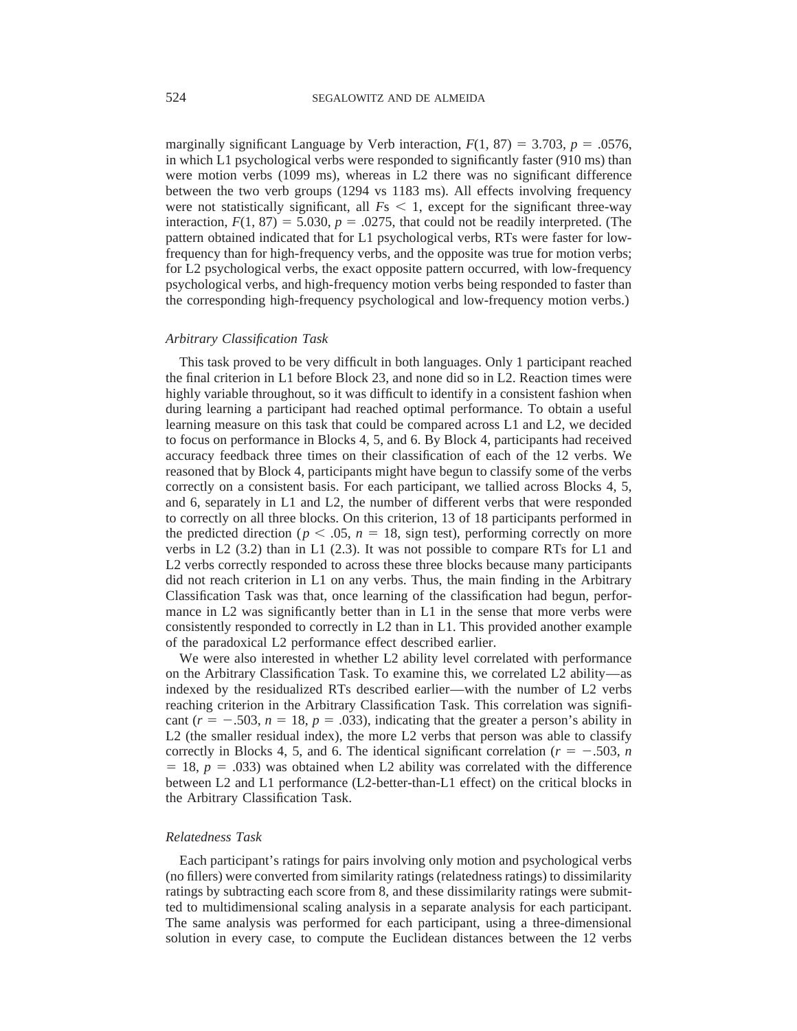marginally significant Language by Verb interaction, $F(1, 87) = 3.703$, $p = .0576$, in which L1 psychological verbs were responded to significantly faster (910 ms) than were motion verbs (1099 ms), whereas in L2 there was no significant difference between the two verb groups (1294 vs 1183 ms). All effects involving frequency were not statistically significant, all $F$s $< 1$, except for the significant three-way interaction, $F(1, 87) = 5.030$, $p = .0275$, that could not be readily interpreted. (The pattern obtained indicated that for L1 psychological verbs, RTs were faster for low-frequency than for high-frequency verbs, and the opposite was true for motion verbs; for L2 psychological verbs, the exact opposite pattern occurred, with low-frequency psychological verbs, and high-frequency motion verbs being responded to faster than the corresponding high-frequency psychological and low-frequency motion verbs.)

### *Arbitrary Classification Task*

This task proved to be very difficult in both languages. Only 1 participant reached the final criterion in L1 before Block 23, and none did so in L2. Reaction times were highly variable throughout, so it was difficult to identify in a consistent fashion when during learning a participant had reached optimal performance. To obtain a useful learning measure on this task that could be compared across L1 and L2, we decided to focus on performance in Blocks 4, 5, and 6. By Block 4, participants had received accuracy feedback three times on their classification of each of the 12 verbs. We reasoned that by Block 4, participants might have begun to classify some of the verbs correctly on a consistent basis. For each participant, we tallied across Blocks 4, 5, and 6, separately in L1 and L2, the number of different verbs that were responded to correctly on all three blocks. On this criterion, 13 of 18 participants performed in the predicted direction ($p < .05$, $n = 18$, sign test), performing correctly on more verbs in L2 (3.2) than in L1 (2.3). It was not possible to compare RTs for L1 and L2 verbs correctly responded to across these three blocks because many participants did not reach criterion in L1 on any verbs. Thus, the main finding in the Arbitrary Classification Task was that, once learning of the classification had begun, performance in L2 was significantly better than in L1 in the sense that more verbs were consistently responded to correctly in L2 than in L1. This provided another example of the paradoxical L2 performance effect described earlier.

We were also interested in whether L2 ability level correlated with performance on the Arbitrary Classification Task. To examine this, we correlated L2 ability—as indexed by the residualized RTs described earlier—with the number of L2 verbs reaching criterion in the Arbitrary Classification Task. This correlation was significant ($r = -.503$, $n = 18$, $p = .033$), indicating that the greater a person's ability in L2 (the smaller residual index), the more L2 verbs that person was able to classify correctly in Blocks 4, 5, and 6. The identical significant correlation ($r = -.503$, $n = 18$, $p = .033$) was obtained when L2 ability was correlated with the difference between L2 and L1 performance (L2-better-than-L1 effect) on the critical blocks in the Arbitrary Classification Task.

### *Relatedness Task*

Each participant's ratings for pairs involving only motion and psychological verbs (no fillers) were converted from similarity ratings (relatedness ratings) to dissimilarity ratings by subtracting each score from 8, and these dissimilarity ratings were submitted to multidimensional scaling analysis in a separate analysis for each participant. The same analysis was performed for each participant, using a three-dimensional solution in every case, to compute the Euclidean distances between the 12 verbs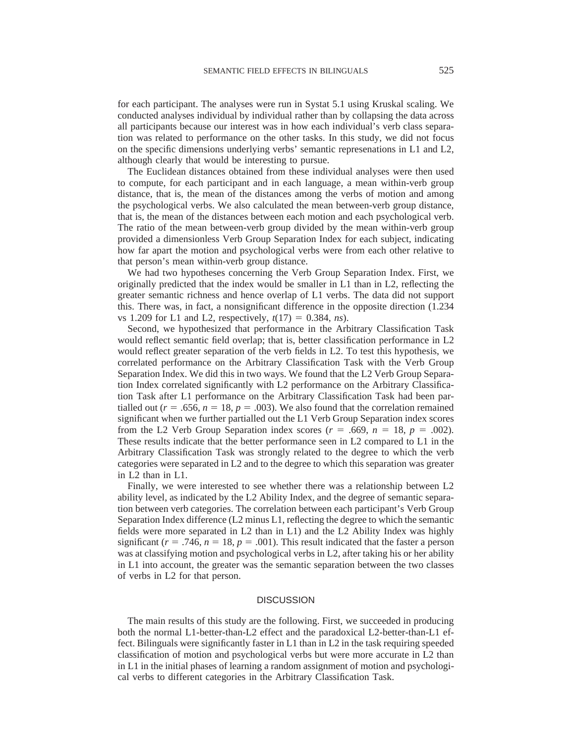for each participant. The analyses were run in Systat 5.1 using Kruskal scaling. We conducted analyses individual by individual rather than by collapsing the data across all participants because our interest was in how each individual's verb class separation was related to performance on the other tasks. In this study, we did not focus on the specific dimensions underlying verbs' semantic represenations in L1 and L2, although clearly that would be interesting to pursue.

The Euclidean distances obtained from these individual analyses were then used to compute, for each participant and in each language, a mean within-verb group distance, that is, the mean of the distances among the verbs of motion and among the psychological verbs. We also calculated the mean between-verb group distance, that is, the mean of the distances between each motion and each psychological verb. The ratio of the mean between-verb group divided by the mean within-verb group provided a dimensionless Verb Group Separation Index for each subject, indicating how far apart the motion and psychological verbs were from each other relative to that person's mean within-verb group distance.

We had two hypotheses concerning the Verb Group Separation Index. First, we originally predicted that the index would be smaller in L1 than in L2, reflecting the greater semantic richness and hence overlap of L1 verbs. The data did not support this. There was, in fact, a nonsignificant difference in the opposite direction (1.234 vs 1.209 for L1 and L2, respectively, $t(17) = 0.384$, *ns*).

Second, we hypothesized that performance in the Arbitrary Classification Task would reflect semantic field overlap; that is, better classification performance in L2 would reflect greater separation of the verb fields in L2. To test this hypothesis, we correlated performance on the Arbitrary Classification Task with the Verb Group Separation Index. We did this in two ways. We found that the L2 Verb Group Separation Index correlated significantly with L2 performance on the Arbitrary Classification Task after L1 performance on the Arbitrary Classification Task had been partialled out ($r = .656$, $n = 18$, $p = .003$). We also found that the correlation remained significant when we further partialled out the L1 Verb Group Separation index scores from the L2 Verb Group Separation index scores ($r = .669$, $n = 18$, $p = .002$). These results indicate that the better performance seen in L2 compared to L1 in the Arbitrary Classification Task was strongly related to the degree to which the verb categories were separated in L2 and to the degree to which this separation was greater in L2 than in L1.

Finally, we were interested to see whether there was a relationship between L2 ability level, as indicated by the L2 Ability Index, and the degree of semantic separation between verb categories. The correlation between each participant's Verb Group Separation Index difference (L2 minus L1, reflecting the degree to which the semantic fields were more separated in L2 than in L1) and the L2 Ability Index was highly significant ($r = .746$, $n = 18$, $p = .001$). This result indicated that the faster a person was at classifying motion and psychological verbs in L2, after taking his or her ability in L1 into account, the greater was the semantic separation between the two classes of verbs in L2 for that person.

## DISCUSSION

The main results of this study are the following. First, we succeeded in producing both the normal L1-better-than-L2 effect and the paradoxical L2-better-than-L1 effect. Bilinguals were significantly faster in L1 than in L2 in the task requiring speeded classification of motion and psychological verbs but were more accurate in L2 than in L1 in the initial phases of learning a random assignment of motion and psychological verbs to different categories in the Arbitrary Classification Task.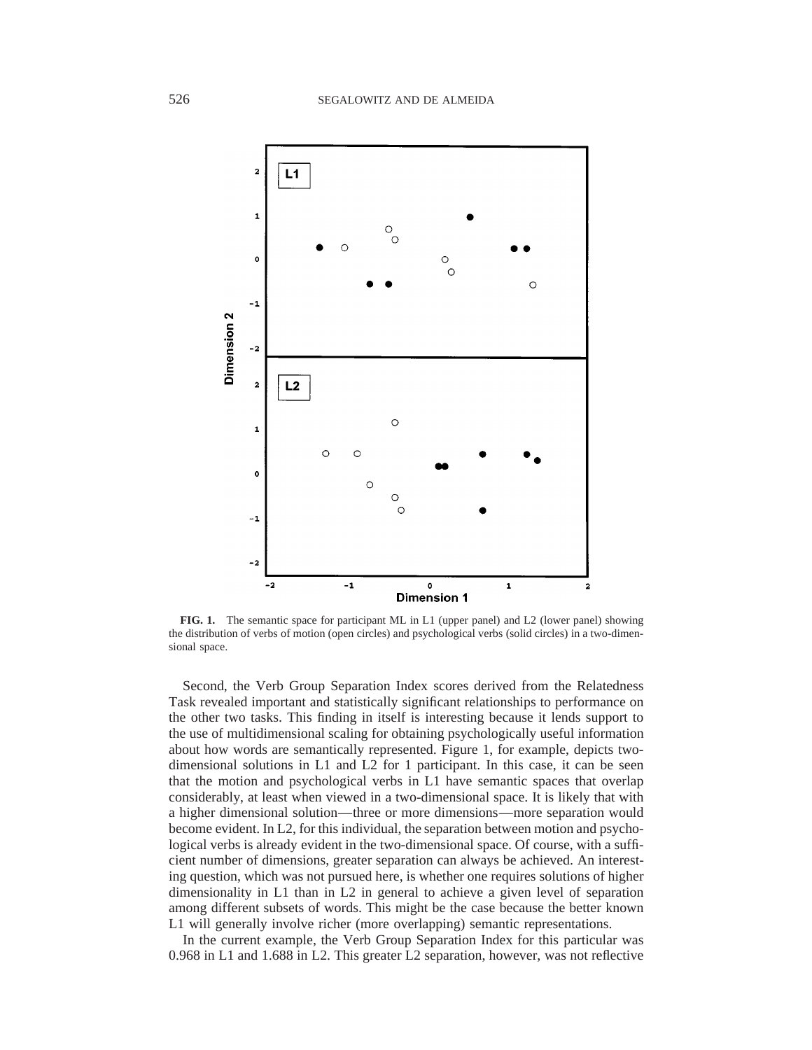**FIG. 1.** The semantic space for participant ML in L1 (upper panel) and L2 (lower panel) showing the distribution of verbs of motion (open circles) and psychological verbs (solid circles) in a two-dimensional space.

Second, the Verb Group Separation Index scores derived from the Relatedness Task revealed important and statistically significant relationships to performance on the other two tasks. This finding in itself is interesting because it lends support to the use of multidimensional scaling for obtaining psychologically useful information about how words are semantically represented. Figure 1, for example, depicts two-dimensional solutions in L1 and L2 for 1 participant. In this case, it can be seen that the motion and psychological verbs in L1 have semantic spaces that overlap considerably, at least when viewed in a two-dimensional space. It is likely that with a higher dimensional solution—three or more dimensions—more separation would become evident. In L2, for this individual, the separation between motion and psychological verbs is already evident in the two-dimensional space. Of course, with a sufficient number of dimensions, greater separation can always be achieved. An interesting question, which was not pursued here, is whether one requires solutions of higher dimensionality in L1 than in L2 in general to achieve a given level of separation among different subsets of words. This might be the case because the better known L1 will generally involve richer (more overlapping) semantic representations.

In the current example, the Verb Group Separation Index for this particular was 0.968 in L1 and 1.688 in L2. This greater L2 separation, however, was not reflective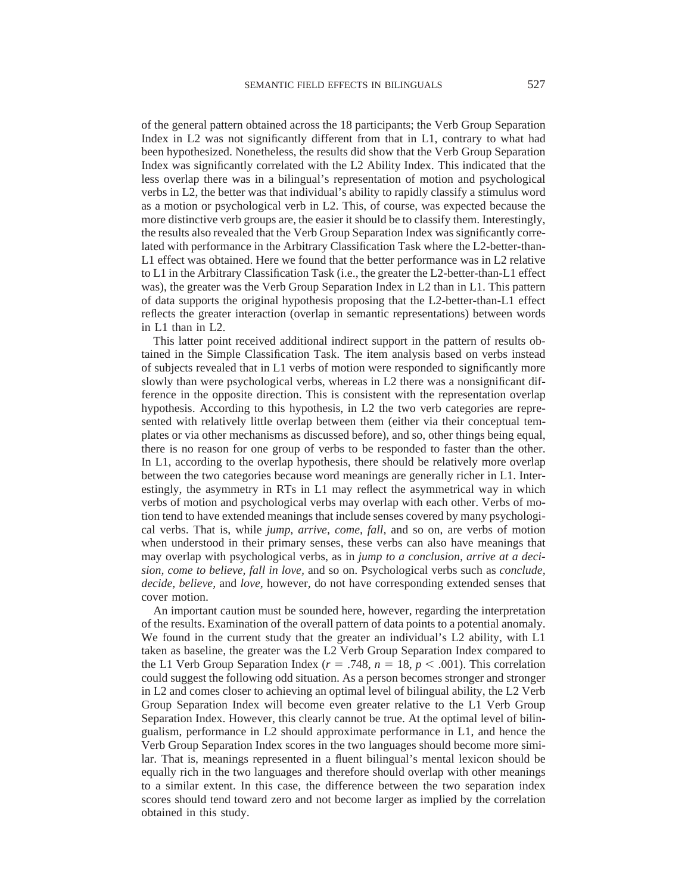of the general pattern obtained across the 18 participants; the Verb Group Separation Index in L2 was not significantly different from that in L1, contrary to what had been hypothesized. Nonetheless, the results did show that the Verb Group Separation Index was significantly correlated with the L2 Ability Index. This indicated that the less overlap there was in a bilingual's representation of motion and psychological verbs in L2, the better was that individual's ability to rapidly classify a stimulus word as a motion or psychological verb in L2. This, of course, was expected because the more distinctive verb groups are, the easier it should be to classify them. Interestingly, the results also revealed that the Verb Group Separation Index was significantly correlated with performance in the Arbitrary Classification Task where the L2-better-than-L1 effect was obtained. Here we found that the better performance was in L2 relative to L1 in the Arbitrary Classification Task (i.e., the greater the L2-better-than-L1 effect was), the greater was the Verb Group Separation Index in L2 than in L1. This pattern of data supports the original hypothesis proposing that the L2-better-than-L1 effect reflects the greater interaction (overlap in semantic representations) between words in L1 than in L2.

This latter point received additional indirect support in the pattern of results obtained in the Simple Classification Task. The item analysis based on verbs instead of subjects revealed that in L1 verbs of motion were responded to significantly more slowly than were psychological verbs, whereas in L2 there was a nonsignificant difference in the opposite direction. This is consistent with the representation overlap hypothesis. According to this hypothesis, in L2 the two verb categories are represented with relatively little overlap between them (either via their conceptual templates or via other mechanisms as discussed before), and so, other things being equal, there is no reason for one group of verbs to be responded to faster than the other. In L1, according to the overlap hypothesis, there should be relatively more overlap between the two categories because word meanings are generally richer in L1. Interestingly, the asymmetry in RTs in L1 may reflect the asymmetrical way in which verbs of motion and psychological verbs may overlap with each other. Verbs of motion tend to have extended meanings that include senses covered by many psychological verbs. That is, while *jump, arrive, come, fall,* and so on, are verbs of motion when understood in their primary senses, these verbs can also have meanings that may overlap with psychological verbs, as in *jump to a conclusion, arrive at a decision, come to believe, fall in love,* and so on. Psychological verbs such as *conclude, decide, believe,* and *love,* however, do not have corresponding extended senses that cover motion.

An important caution must be sounded here, however, regarding the interpretation of the results. Examination of the overall pattern of data points to a potential anomaly. We found in the current study that the greater an individual's L2 ability, with L1 taken as baseline, the greater was the L2 Verb Group Separation Index compared to the L1 Verb Group Separation Index ($r = .748$, $n = 18$, $p < .001$). This correlation could suggest the following odd situation. As a person becomes stronger and stronger in L2 and comes closer to achieving an optimal level of bilingual ability, the L2 Verb Group Separation Index will become even greater relative to the L1 Verb Group Separation Index. However, this clearly cannot be true. At the optimal level of bilingualism, performance in L2 should approximate performance in L1, and hence the Verb Group Separation Index scores in the two languages should become more similar. That is, meanings represented in a fluent bilingual's mental lexicon should be equally rich in the two languages and therefore should overlap with other meanings to a similar extent. In this case, the difference between the two separation index scores should tend toward zero and not become larger as implied by the correlation obtained in this study.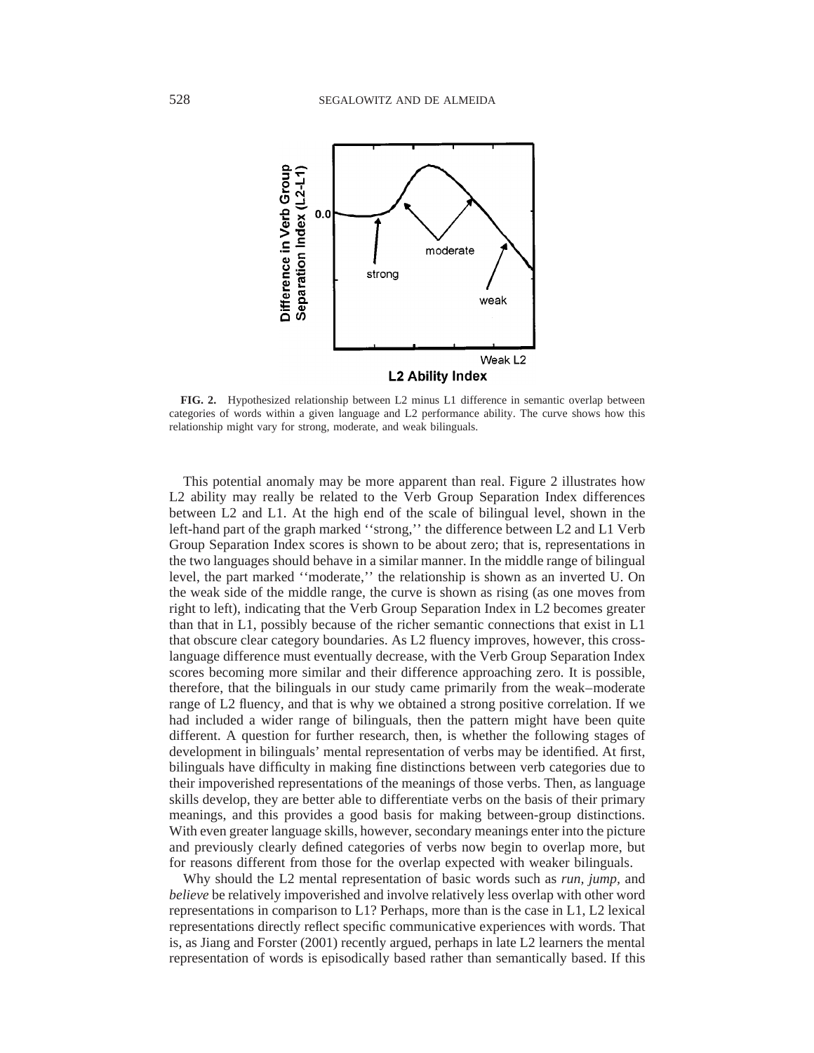**FIG. 2.** Hypothesized relationship between L2 minus L1 difference in semantic overlap between categories of words within a given language and L2 performance ability. The curve shows how this relationship might vary for strong, moderate, and weak bilinguals.

This potential anomaly may be more apparent than real. Figure 2 illustrates how L2 ability may really be related to the Verb Group Separation Index differences between L2 and L1. At the high end of the scale of bilingual level, shown in the left-hand part of the graph marked ''strong,'' the difference between L2 and L1 Verb Group Separation Index scores is shown to be about zero; that is, representations in the two languages should behave in a similar manner. In the middle range of bilingual level, the part marked ''moderate,'' the relationship is shown as an inverted U. On the weak side of the middle range, the curve is shown as rising (as one moves from right to left), indicating that the Verb Group Separation Index in L2 becomes greater than that in L1, possibly because of the richer semantic connections that exist in L1 that obscure clear category boundaries. As L2 fluency improves, however, this cross-language difference must eventually decrease, with the Verb Group Separation Index scores becoming more similar and their difference approaching zero. It is possible, therefore, that the bilinguals in our study came primarily from the weak–moderate range of L2 fluency, and that is why we obtained a strong positive correlation. If we had included a wider range of bilinguals, then the pattern might have been quite different. A question for further research, then, is whether the following stages of development in bilinguals' mental representation of verbs may be identified. At first, bilinguals have difficulty in making fine distinctions between verb categories due to their impoverished representations of the meanings of those verbs. Then, as language skills develop, they are better able to differentiate verbs on the basis of their primary meanings, and this provides a good basis for making between-group distinctions. With even greater language skills, however, secondary meanings enter into the picture and previously clearly defined categories of verbs now begin to overlap more, but for reasons different from those for the overlap expected with weaker bilinguals.

Why should the L2 mental representation of basic words such as *run, jump,* and *believe* be relatively impoverished and involve relatively less overlap with other word representations in comparison to L1? Perhaps, more than is the case in L1, L2 lexical representations directly reflect specific communicative experiences with words. That is, as Jiang and Forster (2001) recently argued, perhaps in late L2 learners the mental representation of words is episodically based rather than semantically based. If this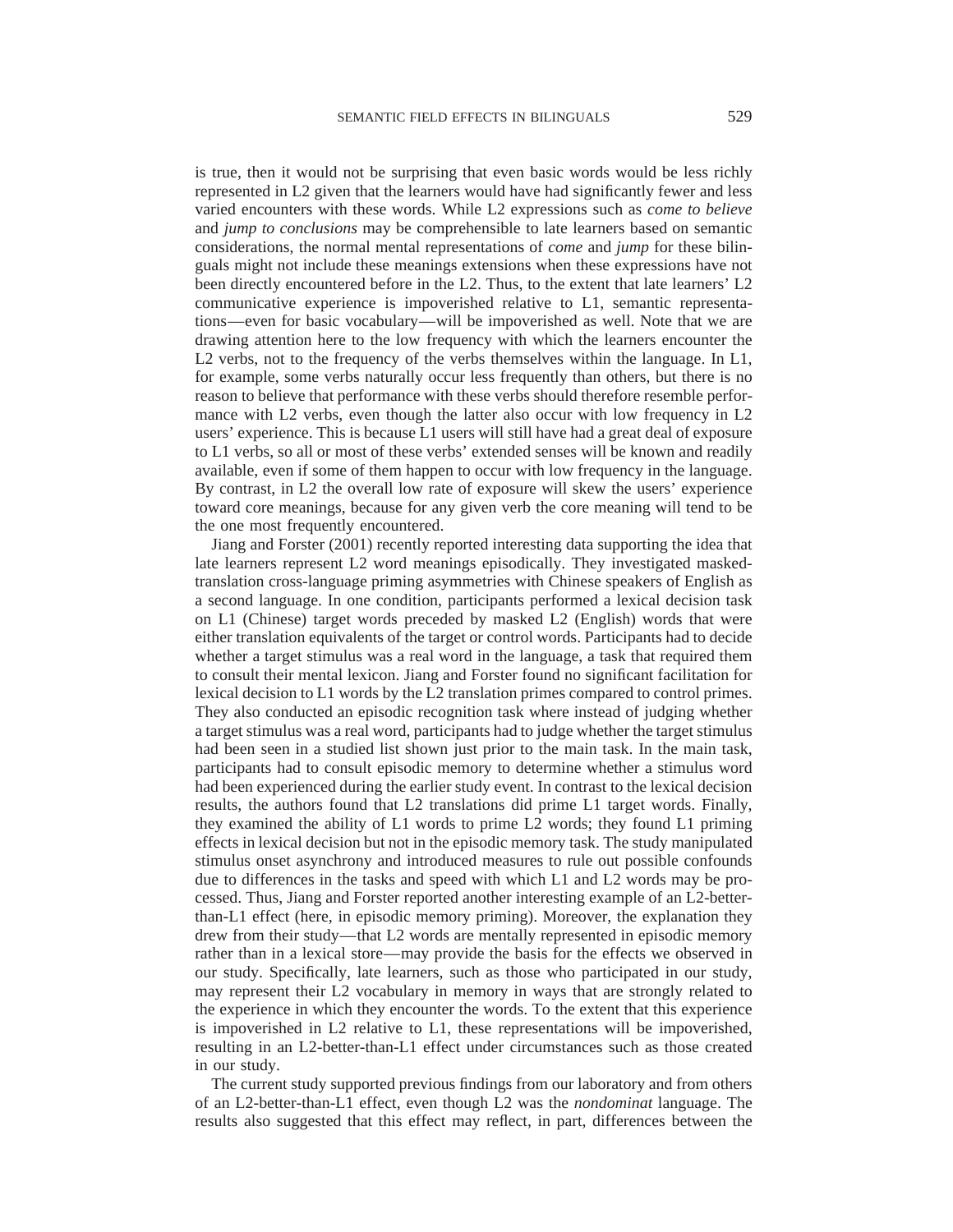is true, then it would not be surprising that even basic words would be less richly represented in L2 given that the learners would have had significantly fewer and less varied encounters with these words. While L2 expressions such as *come to believe* and *jump to conclusions* may be comprehensible to late learners based on semantic considerations, the normal mental representations of *come* and *jump* for these bilinguals might not include these meanings extensions when these expressions have not been directly encountered before in the L2. Thus, to the extent that late learners' L2 communicative experience is impoverished relative to L1, semantic representations—even for basic vocabulary—will be impoverished as well. Note that we are drawing attention here to the low frequency with which the learners encounter the L2 verbs, not to the frequency of the verbs themselves within the language. In L1, for example, some verbs naturally occur less frequently than others, but there is no reason to believe that performance with these verbs should therefore resemble performance with L2 verbs, even though the latter also occur with low frequency in L2 users' experience. This is because L1 users will still have had a great deal of exposure to L1 verbs, so all or most of these verbs' extended senses will be known and readily available, even if some of them happen to occur with low frequency in the language. By contrast, in L2 the overall low rate of exposure will skew the users' experience toward core meanings, because for any given verb the core meaning will tend to be the one most frequently encountered.

Jiang and Forster (2001) recently reported interesting data supporting the idea that late learners represent L2 word meanings episodically. They investigated masked-translation cross-language priming asymmetries with Chinese speakers of English as a second language. In one condition, participants performed a lexical decision task on L1 (Chinese) target words preceded by masked L2 (English) words that were either translation equivalents of the target or control words. Participants had to decide whether a target stimulus was a real word in the language, a task that required them to consult their mental lexicon. Jiang and Forster found no significant facilitation for lexical decision to L1 words by the L2 translation primes compared to control primes. They also conducted an episodic recognition task where instead of judging whether a target stimulus was a real word, participants had to judge whether the target stimulus had been seen in a studied list shown just prior to the main task. In the main task, participants had to consult episodic memory to determine whether a stimulus word had been experienced during the earlier study event. In contrast to the lexical decision results, the authors found that L2 translations did prime L1 target words. Finally, they examined the ability of L1 words to prime L2 words; they found L1 priming effects in lexical decision but not in the episodic memory task. The study manipulated stimulus onset asynchrony and introduced measures to rule out possible confounds due to differences in the tasks and speed with which L1 and L2 words may be processed. Thus, Jiang and Forster reported another interesting example of an L2-better-than-L1 effect (here, in episodic memory priming). Moreover, the explanation they drew from their study—that L2 words are mentally represented in episodic memory rather than in a lexical store—may provide the basis for the effects we observed in our study. Specifically, late learners, such as those who participated in our study, may represent their L2 vocabulary in memory in ways that are strongly related to the experience in which they encounter the words. To the extent that this experience is impoverished in L2 relative to L1, these representations will be impoverished, resulting in an L2-better-than-L1 effect under circumstances such as those created in our study.

The current study supported previous findings from our laboratory and from others of an L2-better-than-L1 effect, even though L2 was the *nondominat* language. The results also suggested that this effect may reflect, in part, differences between the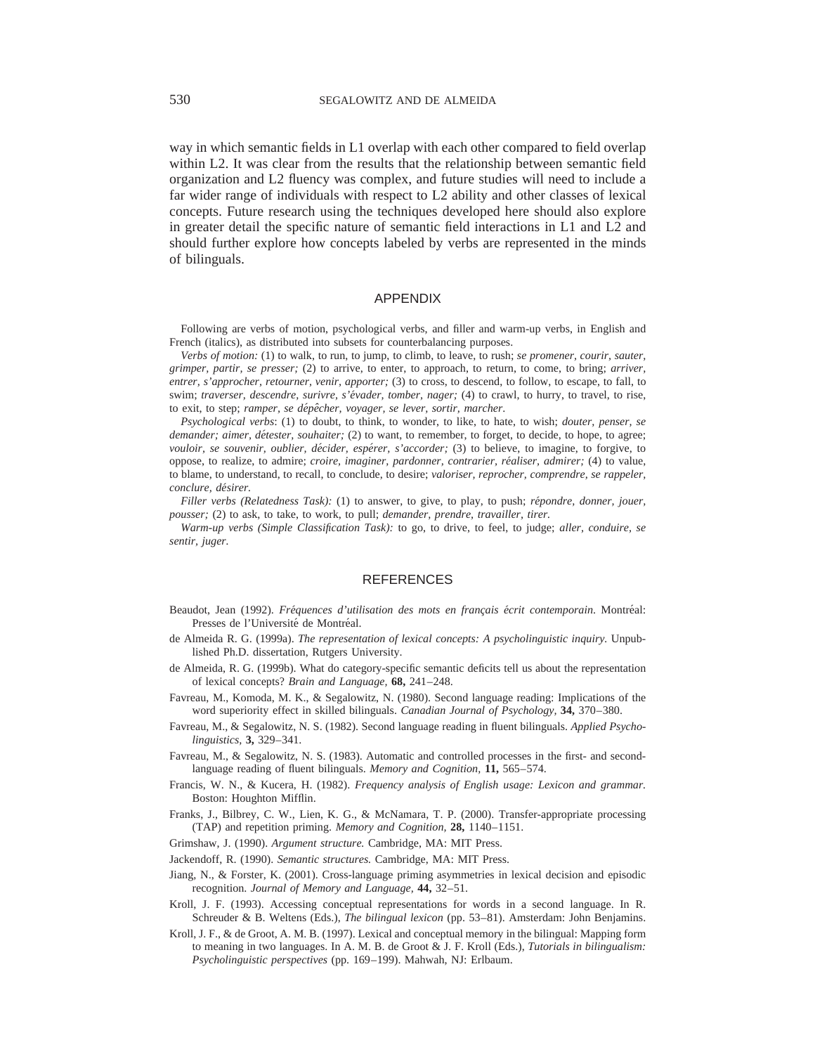way in which semantic fields in L1 overlap with each other compared to field overlap within L2. It was clear from the results that the relationship between semantic field organization and L2 fluency was complex, and future studies will need to include a far wider range of individuals with respect to L2 ability and other classes of lexical concepts. Future research using the techniques developed here should also explore in greater detail the specific nature of semantic field interactions in L1 and L2 and should further explore how concepts labeled by verbs are represented in the minds of bilinguals.

## APPENDIX

Following are verbs of motion, psychological verbs, and filler and warm-up verbs, in English and French (italics), as distributed into subsets for counterbalancing purposes.

*Verbs of motion:* (1) to walk, to run, to jump, to climb, to leave, to rush; *se promener, courir, sauter, grimper, partir, se presser;* (2) to arrive, to enter, to approach, to return, to come, to bring; *arriver, entrer, s'approcher, retourner, venir, apporter;* (3) to cross, to descend, to follow, to escape, to fall, to swim; *traverser, descendre, surivre, s'évader, tomber, nager;* (4) to crawl, to hurry, to travel, to rise, to exit, to step; *ramper, se dépêcher, voyager, se lever, sortir, marcher.*

*Psychological verbs*: (1) to doubt, to think, to wonder, to like, to hate, to wish; *douter, penser, se demander; aimer, détester, souhaiter;* (2) to want, to remember, to forget, to decide, to hope, to agree; *vouloir, se souvenir, oublier, décider, espérer, s'accorder;* (3) to believe, to imagine, to forgive, to oppose, to realize, to admire; *croire, imaginer, pardonner, contrarier, réaliser, admirer;* (4) to value, to blame, to understand, to recall, to conclude, to desire; *valoriser, reprocher, comprendre, se rappeler, conclure, désirer.*

*Filler verbs (Relatedness Task):* (1) to answer, to give, to play, to push; *répondre, donner, jouer, pousser;* (2) to ask, to take, to work, to pull; *demander, prendre, travailler, tirer.*

*Warm-up verbs (Simple Classification Task):* to go, to drive, to feel, to judge; *aller, conduire, se sentir, juger.*

## REFERENCES

Beaudot, Jean (1992). *Fréquences d'utilisation des mots en français écrit contemporain.* Montréal: Presses de l'Université de Montréal.

de Almeida R. G. (1999a). *The representation of lexical concepts: A psycholinguistic inquiry.* Unpublished Ph.D. dissertation, Rutgers University.

de Almeida, R. G. (1999b). What do category-specific semantic deficits tell us about the representation of lexical concepts? *Brain and Language,* **68,** 241–248.

Favreau, M., Komoda, M. K., & Segalowitz, N. (1980). Second language reading: Implications of the word superiority effect in skilled bilinguals. *Canadian Journal of Psychology,* **34,** 370–380.

Favreau, M., & Segalowitz, N. S. (1982). Second language reading in fluent bilinguals. *Applied Psycholinguistics,* **3,** 329–341.

Favreau, M., & Segalowitz, N. S. (1983). Automatic and controlled processes in the first- and second-language reading of fluent bilinguals. *Memory and Cognition,* **11,** 565–574.

Francis, W. N., & Kucera, H. (1982). *Frequency analysis of English usage: Lexicon and grammar.* Boston: Houghton Mifflin.

Franks, J., Bilbrey, C. W., Lien, K. G., & McNamara, T. P. (2000). Transfer-appropriate processing (TAP) and repetition priming. *Memory and Cognition,* **28,** 1140–1151.

Grimshaw, J. (1990). *Argument structure.* Cambridge, MA: MIT Press.

Jackendoff, R. (1990). *Semantic structures.* Cambridge, MA: MIT Press.

Jiang, N., & Forster, K. (2001). Cross-language priming asymmetries in lexical decision and episodic recognition. *Journal of Memory and Language,* **44,** 32–51.

Kroll, J. F. (1993). Accessing conceptual representations for words in a second language. In R. Schreuder & B. Weltens (Eds.), *The bilingual lexicon* (pp. 53–81). Amsterdam: John Benjamins.

Kroll, J. F., & de Groot, A. M. B. (1997). Lexical and conceptual memory in the bilingual: Mapping form to meaning in two languages. In A. M. B. de Groot & J. F. Kroll (Eds.), *Tutorials in bilingualism: Psycholinguistic perspectives* (pp. 169–199). Mahwah, NJ: Erlbaum.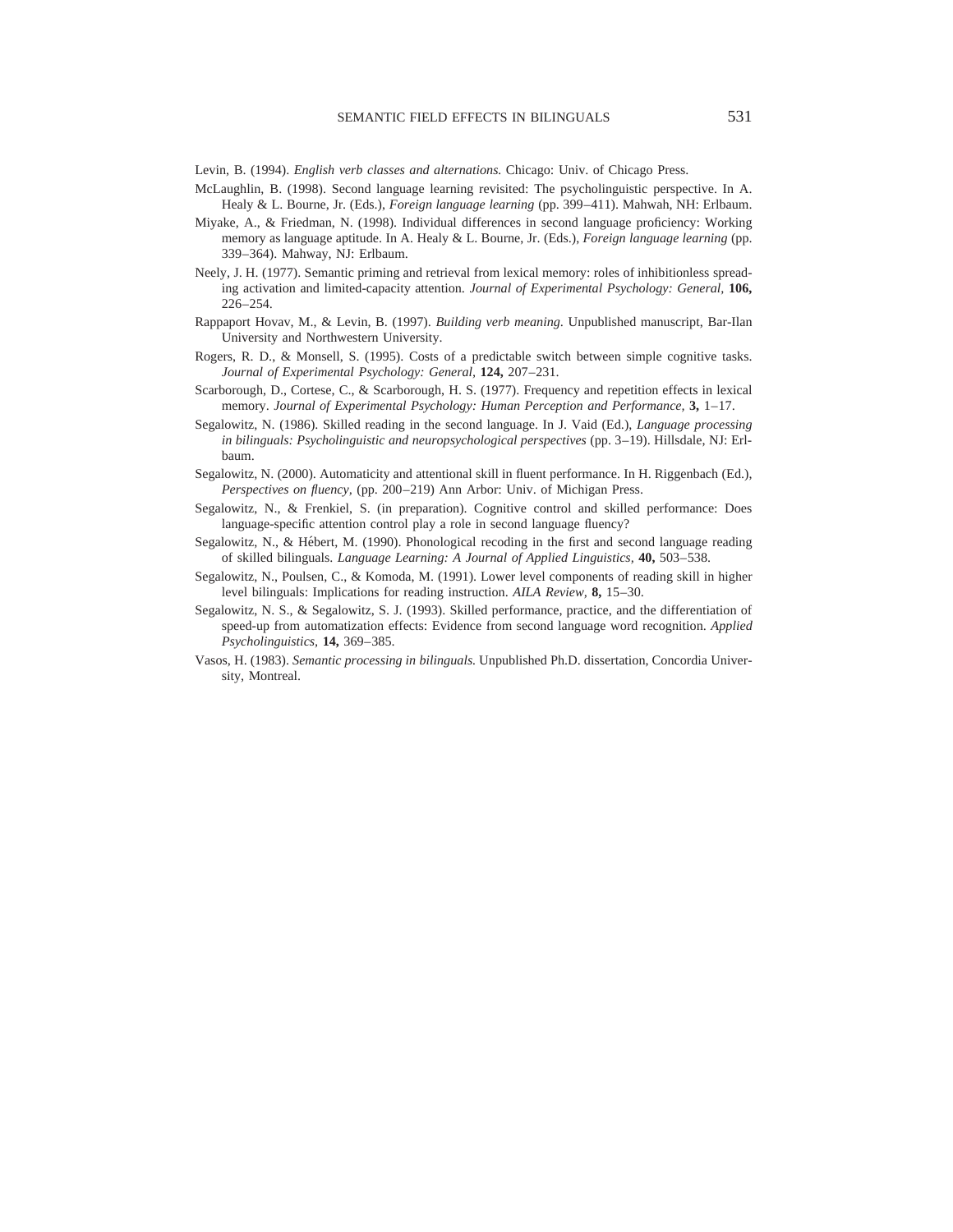Levin, B. (1994). *English verb classes and alternations.* Chicago: Univ. of Chicago Press.

McLaughlin, B. (1998). Second language learning revisited: The psycholinguistic perspective. In A. Healy & L. Bourne, Jr. (Eds.), *Foreign language learning* (pp. 399–411). Mahwah, NH: Erlbaum.

Miyake, A., & Friedman, N. (1998). Individual differences in second language proficiency: Working memory as language aptitude. In A. Healy & L. Bourne, Jr. (Eds.), *Foreign language learning* (pp. 339–364). Mahway, NJ: Erlbaum.

Neely, J. H. (1977). Semantic priming and retrieval from lexical memory: roles of inhibitionless spreading activation and limited-capacity attention. *Journal of Experimental Psychology: General*, **106,** 226–254.

Rappaport Hovav, M., & Levin, B. (1997). *Building verb meaning*. Unpublished manuscript, Bar-Ilan University and Northwestern University.

Rogers, R. D., & Monsell, S. (1995). Costs of a predictable switch between simple cognitive tasks. *Journal of Experimental Psychology: General*, **124,** 207–231.

Scarborough, D., Cortese, C., & Scarborough, H. S. (1977). Frequency and repetition effects in lexical memory. *Journal of Experimental Psychology: Human Perception and Performance,* **3,** 1–17.

Segalowitz, N. (1986). Skilled reading in the second language. In J. Vaid (Ed.), *Language processing in bilinguals: Psycholinguistic and neuropsychological perspectives* (pp. 3–19). Hillsdale, NJ: Erlbaum.

Segalowitz, N. (2000). Automaticity and attentional skill in fluent performance. In H. Riggenbach (Ed.), *Perspectives on fluency,* (pp. 200–219) Ann Arbor: Univ. of Michigan Press.

Segalowitz, N., & Frenkiel, S. (in preparation). Cognitive control and skilled performance: Does language-specific attention control play a role in second language fluency?

Segalowitz, N., & Hébert, M. (1990). Phonological recoding in the first and second language reading of skilled bilinguals. *Language Learning: A Journal of Applied Linguistics,* **40,** 503–538.

Segalowitz, N., Poulsen, C., & Komoda, M. (1991). Lower level components of reading skill in higher level bilinguals: Implications for reading instruction. *AILA Review,* **8,** 15–30.

Segalowitz, N. S., & Segalowitz, S. J. (1993). Skilled performance, practice, and the differentiation of speed-up from automatization effects: Evidence from second language word recognition. *Applied Psycholinguistics,* **14,** 369–385.

Vasos, H. (1983). *Semantic processing in bilinguals.* Unpublished Ph.D. dissertation, Concordia University, Montreal.